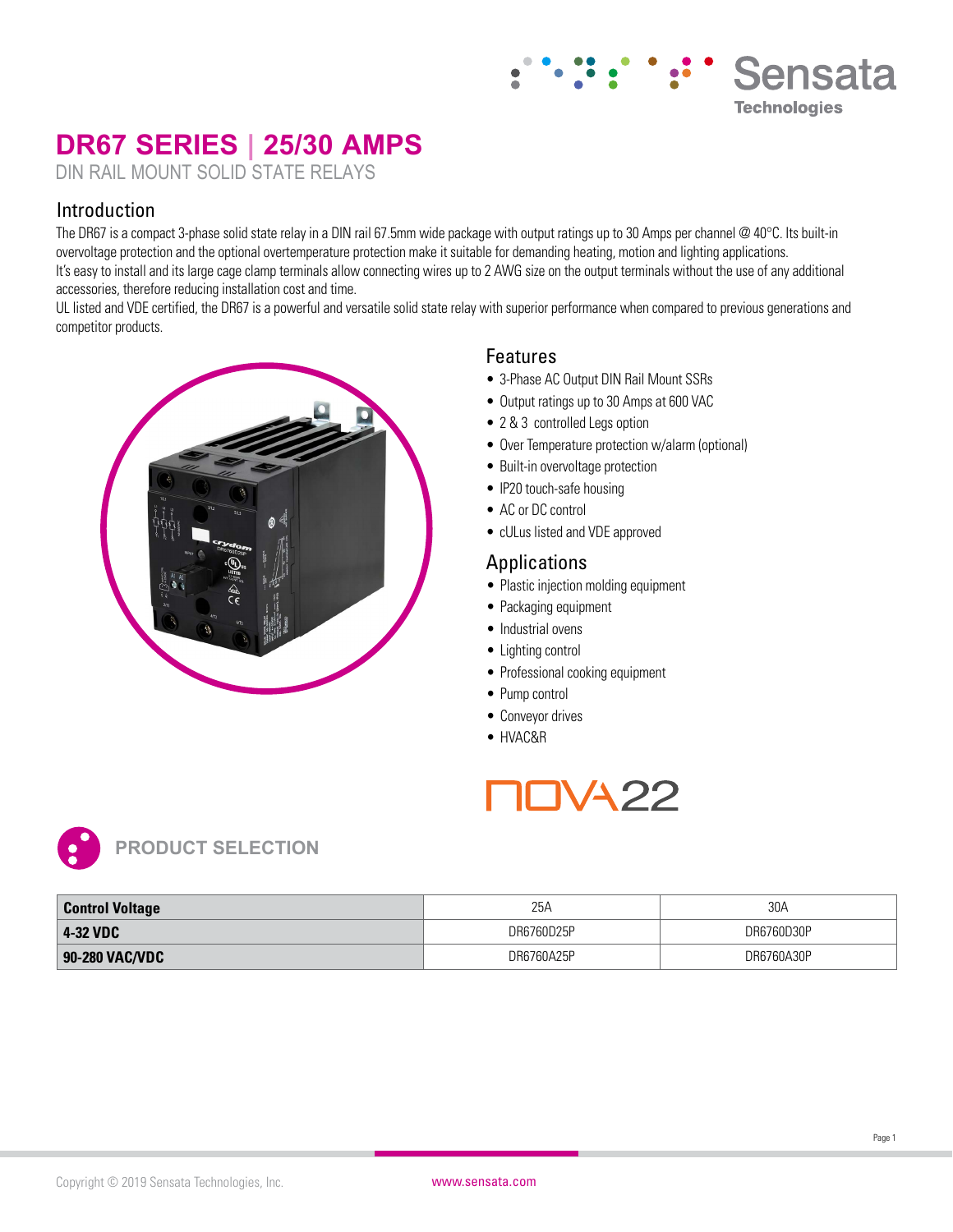# DR67 SERIES | 25/30 AMPS

DIN RAIL MOUNT SOLID STATE RELAYS

## Introduction

The DR67 is a compact 3-phase solid state relay in a DIN rail 67.5mm wide package with output ratings up to 30 Amps per channel @ 40°C. Its built-in overvoltage protection and the optional overtemperature protection make it suitable for demanding heating, motion and lighting applications.
It's easy to install and its large cage clamp terminals allow connecting wires up to 2 AWG size on the output terminals without the use of any additional accessories, therefore reducing installation cost and time.
UL listed and VDE certified, the DR67 is a powerful and versatile solid state relay with superior performance when compared to previous generations and competitor products.

## Features

- 3-Phase AC Output DIN Rail Mount SSRs
- Output ratings up to 30 Amps at 600 VAC
- 2 & 3 controlled Legs option
- Over Temperature protection w/alarm (optional)
- Built-in overvoltage protection
- IP20 touch-safe housing
- AC or DC control
- cULus listed and VDE approved

## Applications

- Plastic injection molding equipment
- Packaging equipment
- Industrial ovens
- Lighting control
- Professional cooking equipment
- Pump control
- Conveyor drives
- HVAC&R

NOVA22

## PRODUCT SELECTION

| Control Voltage | 25A | 30A |
|---|---|---|
| 4-32 VDC | DR6760D25P | DR6760D30P |
| 90-280 VAC/VDC | DR6760A25P | DR6760A30P |

Copyright © 2019 Sensata Technologies, Inc. www.sensata.com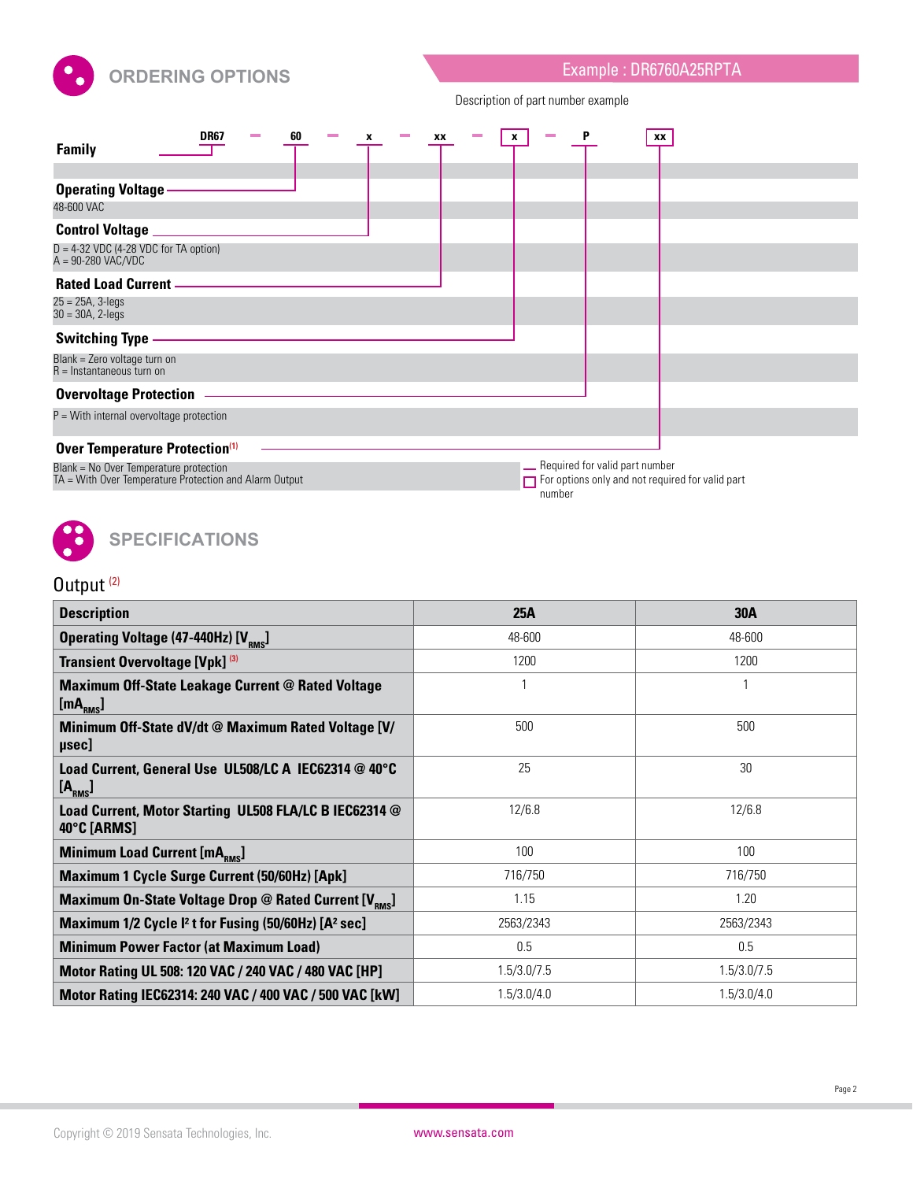## ORDERING OPTIONS

**Example : DR6760A25RPTA**

Description of part number example

DR67 – 60 – x – xx – x – P – xx

**Family**

**Operating Voltage**

48-600 VAC

**Control Voltage**

D = 4-32 VDC (4-28 VDC for TA option)
A = 90-280 VAC/VDC

**Rated Load Current**

25 = 25A, 3-legs
30 = 30A, 2-legs

**Switching Type**

Blank = Zero voltage turn on
R = Instantaneous turn on

**Overvoltage Protection**

P = With internal overvoltage protection

**Over Temperature Protection**[1]

Blank = No Over Temperature protection
TA = With Over Temperature Protection and Alarm Output

— Required for valid part number
□ For options only and not required for valid part number

## SPECIFICATIONS

### Output [2]

| Description | 25A | 30A |
|---|---|---|
| **Operating Voltage (47-440Hz) [$V_{RMS}$]** | 48-600 | 48-600 |
| **Transient Overvoltage [Vpk]** [3] | 1200 | 1200 |
| **Maximum Off-State Leakage Current @ Rated Voltage [$mA_{RMS}$]** | 1 | 1 |
| **Minimum Off-State dV/dt @ Maximum Rated Voltage [V/μsec]** | 500 | 500 |
| **Load Current, General Use UL508/LC A IEC62314 @ 40°C [$A_{RMS}$]** | 25 | 30 |
| **Load Current, Motor Starting UL508 FLA/LC B IEC62314 @ 40°C [ARMS]** | 12/6.8 | 12/6.8 |
| **Minimum Load Current [$mA_{RMS}$]** | 100 | 100 |
| **Maximum 1 Cycle Surge Current (50/60Hz) [Apk]** | 716/750 | 716/750 |
| **Maximum On-State Voltage Drop @ Rated Current [$V_{RMS}$]** | 1.15 | 1.20 |
| **Maximum 1/2 Cycle $I^2t$ for Fusing (50/60Hz) [$A^2$ sec]** | 2563/2343 | 2563/2343 |
| **Minimum Power Factor (at Maximum Load)** | 0.5 | 0.5 |
| **Motor Rating UL 508: 120 VAC / 240 VAC / 480 VAC [HP]** | 1.5/3.0/7.5 | 1.5/3.0/7.5 |
| **Motor Rating IEC62314: 240 VAC / 400 VAC / 500 VAC [kW]** | 1.5/3.0/4.0 | 1.5/3.0/4.0 |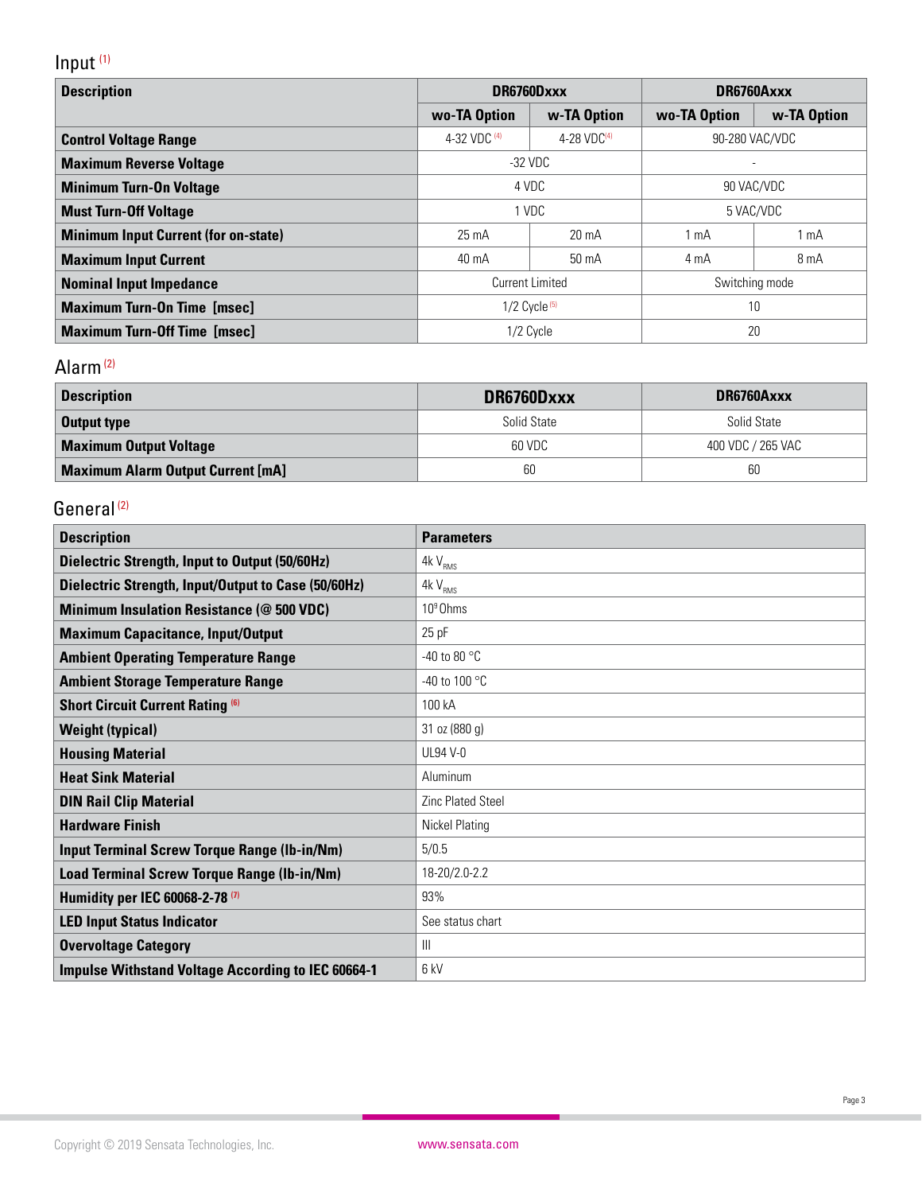## Input [1]

| Description | DR6760Dxxx | | DR6760Axxx | |
|---|---|---|---|---|
| | wo-TA Option | w-TA Option | wo-TA Option | w-TA Option |
| **Control Voltage Range** | 4-32 VDC [4] | 4-28 VDC[4] | 90-280 VAC/VDC | |
| **Maximum Reverse Voltage** | -32 VDC | | - | |
| **Minimum Turn-On Voltage** | 4 VDC | | 90 VAC/VDC | |
| **Must Turn-Off Voltage** | 1 VDC | | 5 VAC/VDC | |
| **Minimum Input Current (for on-state)** | 25 mA | 20 mA | 1 mA | 1 mA |
| **Maximum Input Current** | 40 mA | 50 mA | 4 mA | 8 mA |
| **Nominal Input Impedance** | Current Limited | | Switching mode | |
| **Maximum Turn-On Time [msec]** | 1/2 Cycle [5] | | 10 | |
| **Maximum Turn-Off Time [msec]** | 1/2 Cycle | | 20 | |

## Alarm [2]

| Description | DR6760Dxxx | DR6760Axxx |
|---|---|---|
| **Output type** | Solid State | Solid State |
| **Maximum Output Voltage** | 60 VDC | 400 VDC / 265 VAC |
| **Maximum Alarm Output Current [mA]** | 60 | 60 |

## General [2]

| Description | Parameters |
|---|---|
| **Dielectric Strength, Input to Output (50/60Hz)** | 4k $V_{RMS}$ |
| **Dielectric Strength, Input/Output to Case (50/60Hz)** | 4k $V_{RMS}$ |
| **Minimum Insulation Resistance (@ 500 VDC)** | $10^9$ Ohms |
| **Maximum Capacitance, Input/Output** | 25 pF |
| **Ambient Operating Temperature Range** | -40 to 80 °C |
| **Ambient Storage Temperature Range** | -40 to 100 °C |
| **Short Circuit Current Rating** [6] | 100 kA |
| **Weight (typical)** | 31 oz (880 g) |
| **Housing Material** | UL94 V-0 |
| **Heat Sink Material** | Aluminum |
| **DIN Rail Clip Material** | Zinc Plated Steel |
| **Hardware Finish** | Nickel Plating |
| **Input Terminal Screw Torque Range (lb-in/Nm)** | 5/0.5 |
| **Load Terminal Screw Torque Range (lb-in/Nm)** | 18-20/2.0-2.2 |
| **Humidity per IEC 60068-2-78** [7] | 93% |
| **LED Input Status Indicator** | See status chart |
| **Overvoltage Category** | III |
| **Impulse Withstand Voltage According to IEC 60664-1** | 6 kV |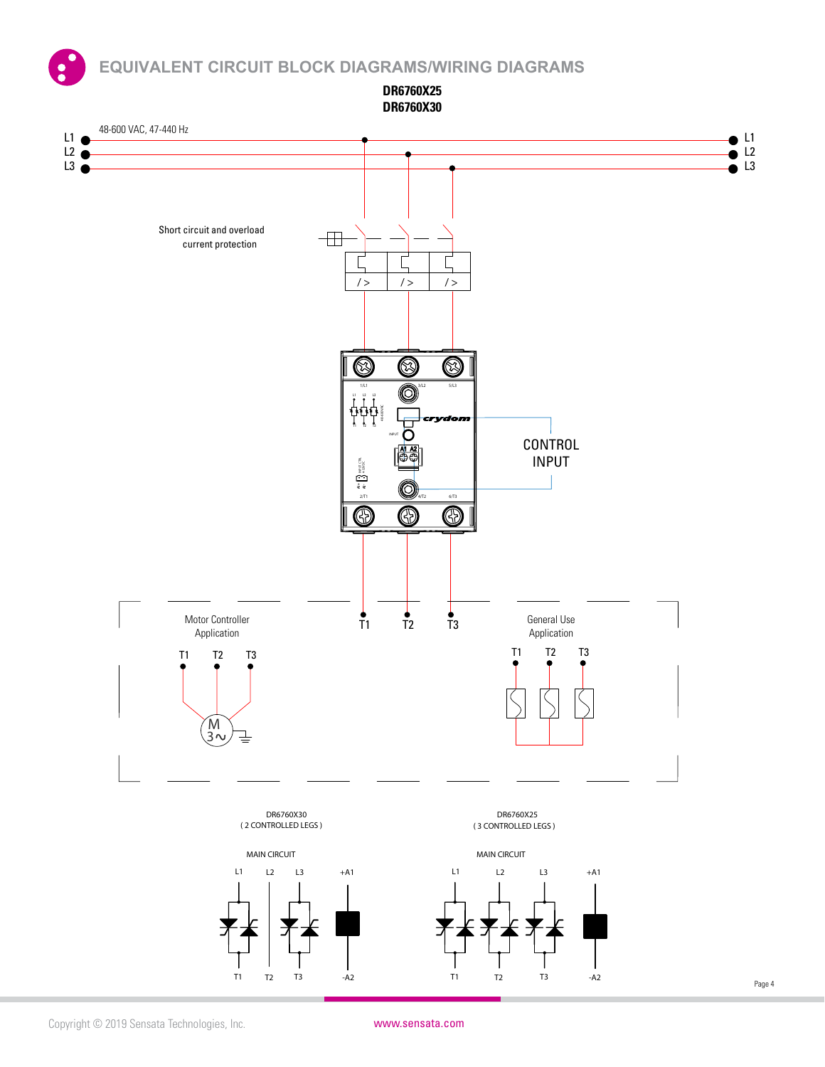# EQUIVALENT CIRCUIT BLOCK DIAGRAMS/WIRING DIAGRAMS

**DR6760X25**
**DR6760X30**

L1
L2
L3

48-600 VAC, 47-440 Hz

L1
L2
L3

Short circuit and overload current protection

CONTROL INPUT

T1 T2 T3

Motor Controller Application

T1 T2 T3

M 3~

General Use Application

T1 T2 T3

DR6760X30
( 2 CONTROLLED LEGS )

MAIN CIRCUIT

L1 L2 L3 +A1

T1 T2 T3 -A2

DR6760X25
( 3 CONTROLLED LEGS )

MAIN CIRCUIT

L1 L2 L3 +A1

T1 T2 T3 -A2

Copyright © 2019 Sensata Technologies, Inc.

www.sensata.com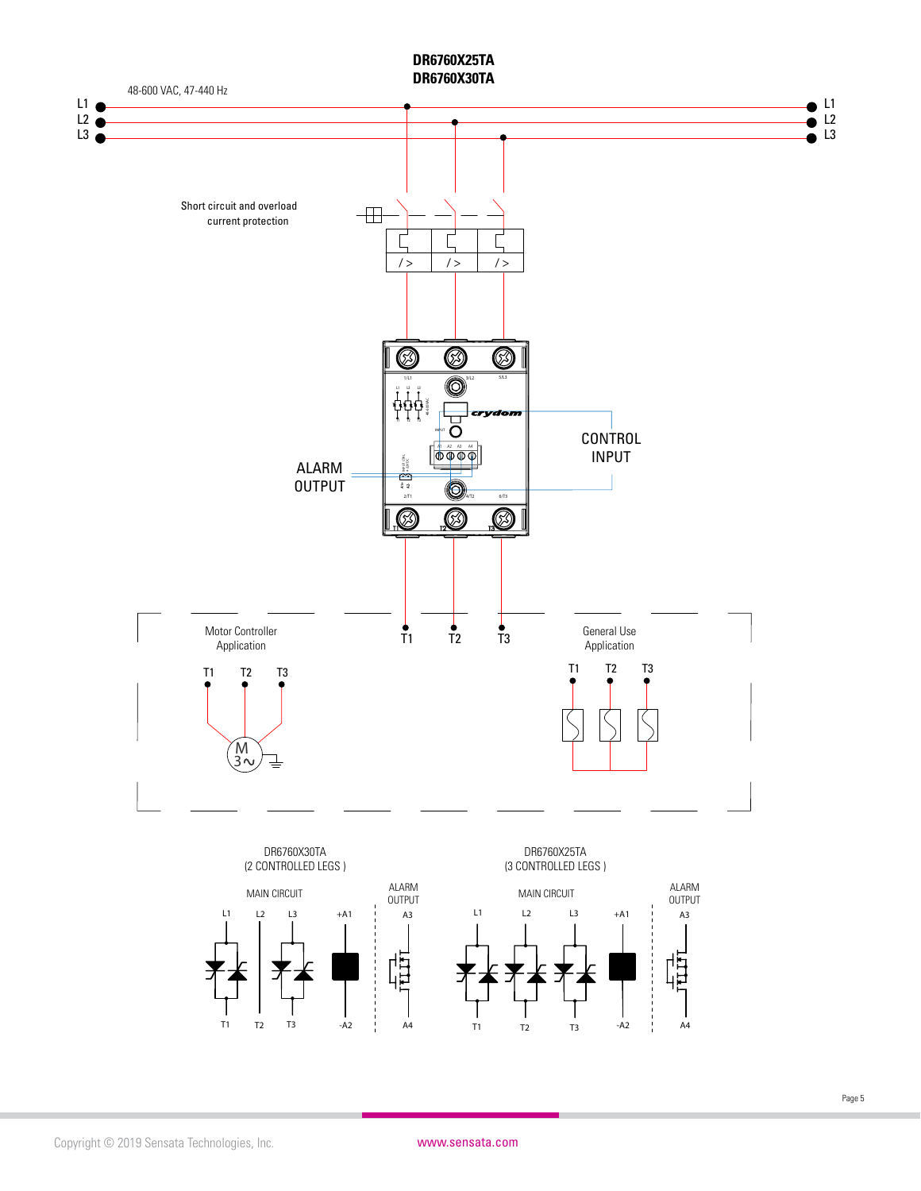## DR6760X25TA
## DR6760X30TA

48-600 VAC, 47-440 Hz

L1
L2
L3

Short circuit and overload current protection

ALARM OUTPUT

CONTROL INPUT

T1 T2 T3

Motor Controller Application

General Use Application

DR6760X30TA
(2 CONTROLLED LEGS )

MAIN CIRCUIT

ALARM OUTPUT

L1 L2 L3 +A1 A3

T1 T2 T3 -A2 A4

DR6760X25TA
(3 CONTROLLED LEGS )

MAIN CIRCUIT

ALARM OUTPUT

L1 L2 L3 +A1 A3

T1 T2 T3 -A2 A4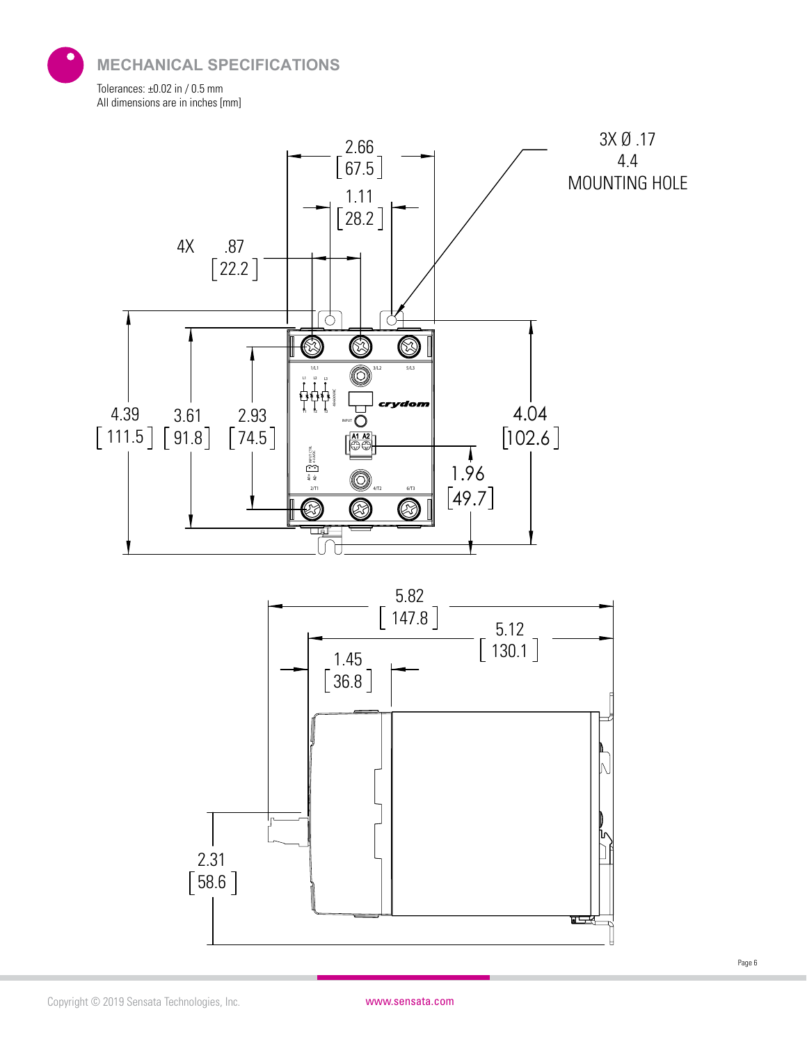## MECHANICAL SPECIFICATIONS

Tolerances: ±0.02 in / 0.5 mm
All dimensions are in inches [mm]

2.66 [67.5]

1.11 [28.2]

4X .87 [22.2]

3X Ø .17 4.4 MOUNTING HOLE

4.39 [111.5]

3.61 [91.8]

2.93 [74.5]

4.04 [102.6]

1.96 [49.7]

5.82 [147.8]

5.12 [130.1]

1.45 [36.8]

2.31 [58.6]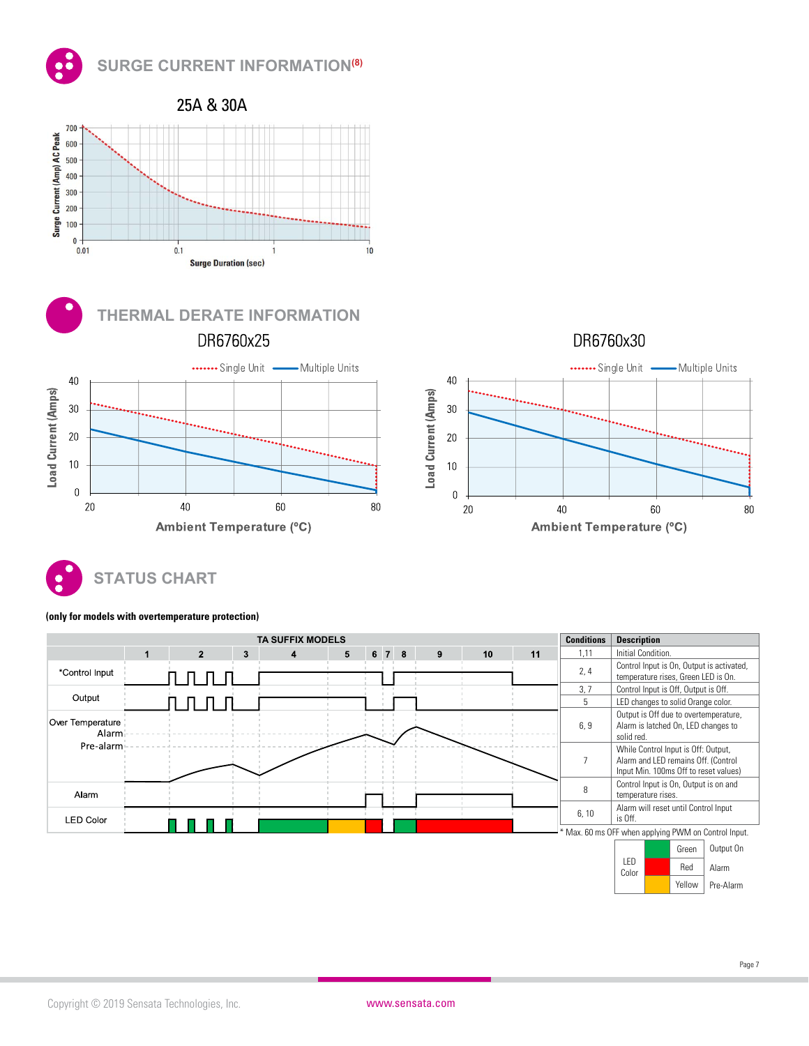## SURGE CURRENT INFORMATION[8]

25A & 30A

Surge Current (Amp) AC Peak

Surge Duration (sec)

## THERMAL DERATE INFORMATION

DR6760x25

Single Unit — Multiple Units

Load Current (Amps)

Ambient Temperature (ºC)

DR6760x30

Single Unit — Multiple Units

Load Current (Amps)

Ambient Temperature (ºC)

## STATUS CHART

**(only for models with overtemperature protection)**

TA SUFFIX MODELS

1 2 3 4 5 6 7 8 9 10 11

*Control Input

Output

Over Temperature Alarm

Pre-alarm

Alarm

LED Color

| Conditions | Description |
|---|---|
| 1,11 | Initial Condition. |
| 2, 4 | Control Input is On, Output is activated, temperature rises, Green LED is On. |
| 3, 7 | Control Input is Off, Output is Off. |
| 5 | LED changes to solid Orange color. |
| 6, 9 | Output is Off due to overtemperature, Alarm is latched On, LED changes to solid red. |
| 7 | While Control Input is Off: Output, Alarm and LED remains Off. (Control Input Min. 100ms Off to reset values) |
| 8 | Control Input is On, Output is on and temperature rises. |
| 6, 10 | Alarm will reset until Control Input is Off. |

* Max. 60 ms OFF when applying PWM on Control Input.

| LED Color | | |
|---|---|---|
| | Green | Output On |
| | Red | Alarm |
| | Yellow | Pre-Alarm |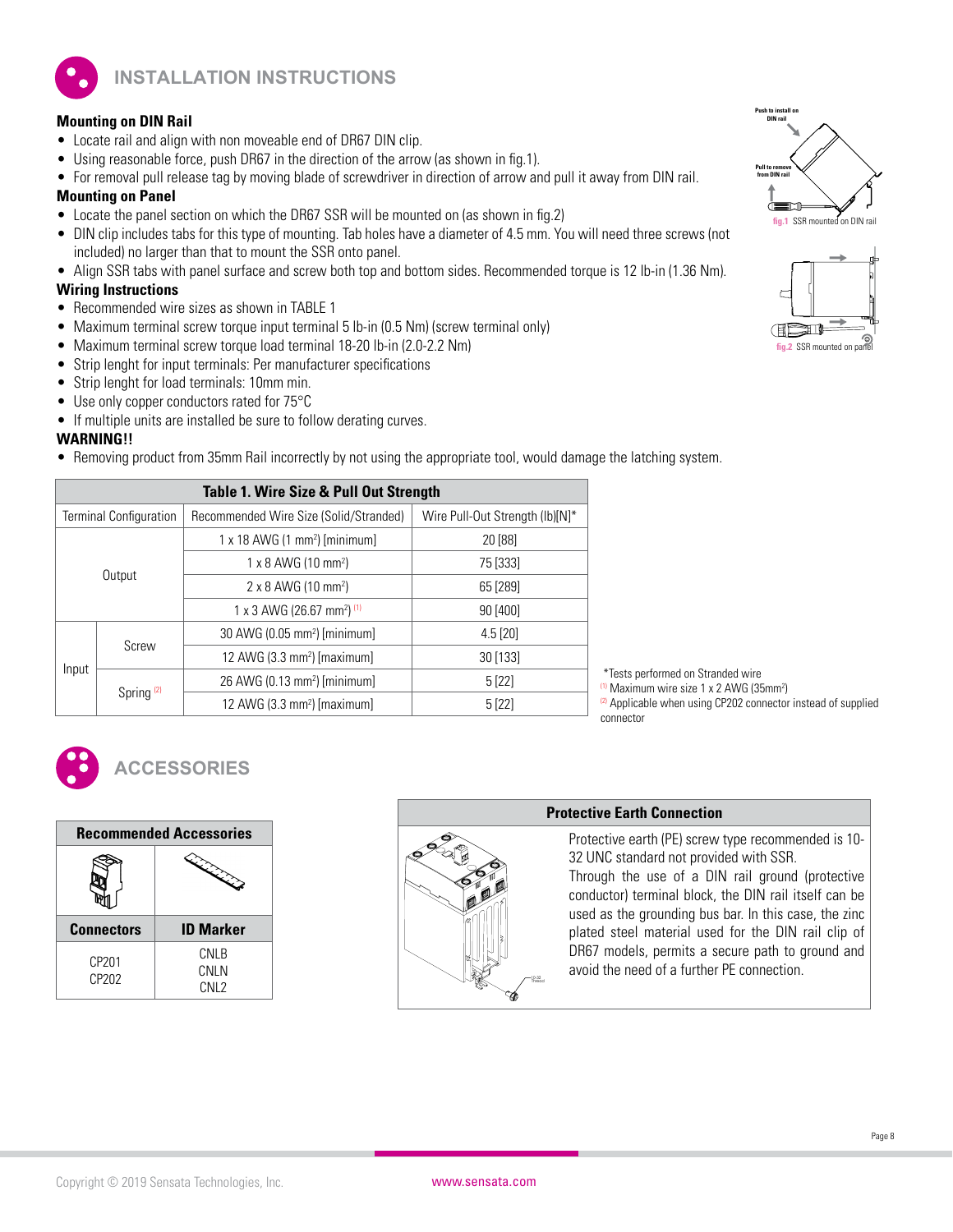# INSTALLATION INSTRUCTIONS

### Mounting on DIN Rail

- Locate rail and align with non moveable end of DR67 DIN clip.
- Using reasonable force, push DR67 in the direction of the arrow (as shown in fig.1).
- For removal pull release tag by moving blade of screwdriver in direction of arrow and pull it away from DIN rail.

### Mounting on Panel

- Locate the panel section on which the DR67 SSR will be mounted on (as shown in fig.2)
- DIN clip includes tabs for this type of mounting. Tab holes have a diameter of 4.5 mm. You will need three screws (not included) no larger than that to mount the SSR onto panel.
- Align SSR tabs with panel surface and screw both top and bottom sides. Recommended torque is 12 lb-in (1.36 Nm).

### Wiring Instructions

- Recommended wire sizes as shown in TABLE 1
- Maximum terminal screw torque input terminal 5 lb-in (0.5 Nm) (screw terminal only)
- Maximum terminal screw torque load terminal 18-20 lb-in (2.0-2.2 Nm)
- Strip lenght for input terminals: Per manufacturer specifications
- Strip lenght for load terminals: 10mm min.
- Use only copper conductors rated for 75°C
- If multiple units are installed be sure to follow derating curves.

### WARNING!!

- Removing product from 35mm Rail incorrectly by not using the appropriate tool, would damage the latching system.

Push to install on DIN rail

Pull to remove from DIN rail

fig.1 SSR mounted on DIN rail

fig.2 SSR mounted on panel

**Table 1. Wire Size & Pull Out Strength**

| Terminal Configuration | | Recommended Wire Size (Solid/Stranded) | Wire Pull-Out Strength (lb)[N]* |
|---|---|---|---|
| Output | | 1 x 18 AWG (1 mm²) [minimum] | 20 [88] |
| | | 1 x 8 AWG (10 mm²) | 75 [333] |
| | | 2 x 8 AWG (10 mm²) | 65 [289] |
| | | 1 x 3 AWG (26.67 mm²) (1) | 90 [400] |
| Input | Screw | 30 AWG (0.05 mm²) [minimum] | 4.5 [20] |
| | | 12 AWG (3.3 mm²) [maximum] | 30 [133] |
| | Spring (2) | 26 AWG (0.13 mm²) [minimum] | 5 [22] |
| | | 12 AWG (3.3 mm²) [maximum] | 5 [22] |

*Tests performed on Stranded wire
(1) Maximum wire size 1 x 2 AWG (35mm²)
(2) Applicable when using CP202 connector instead of supplied connector

# ACCESSORIES

**Recommended Accessories**

| Connectors | ID Marker |
|---|---|
| CP201<br>CP202 | CNLB<br>CNLN<br>CNL2 |

**Protective Earth Connection**

Protective earth (PE) screw type recommended is 10-32 UNC standard not provided with SSR.
Through the use of a DIN rail ground (protective conductor) terminal block, the DIN rail itself can be used as the grounding bus bar. In this case, the zinc plated steel material used for the DIN rail clip of DR67 models, permits a secure path to ground and avoid the need of a further PE connection.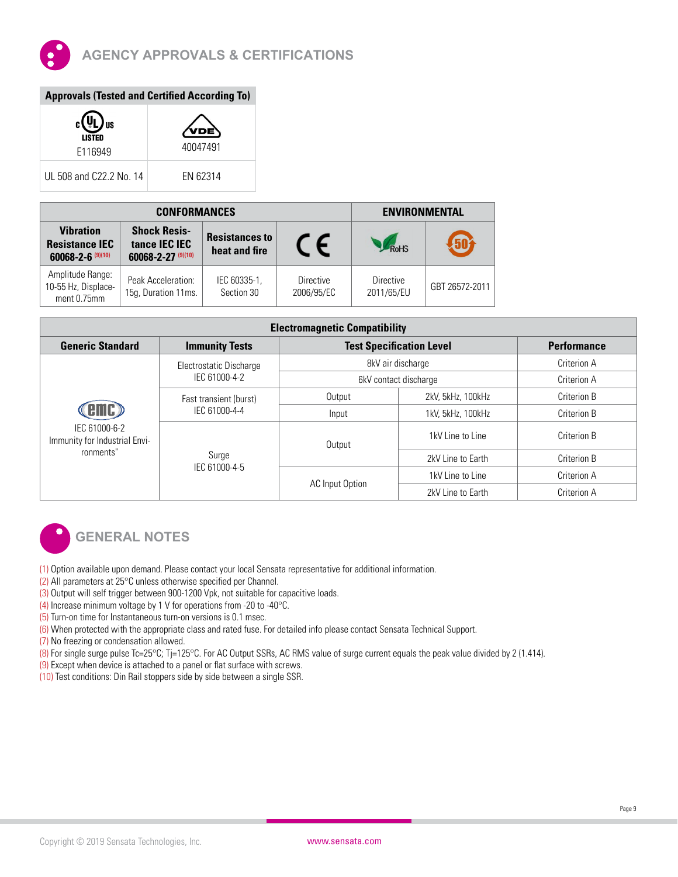## AGENCY APPROVALS & CERTIFICATIONS

| Approvals (Tested and Certified According To) | |
|---|---|
| cULus LISTED E116949 | VDE 40047491 |
| UL 508 and C22.2 No. 14 | EN 62314 |

| CONFORMANCES | | | | ENVIRONMENTAL | |
|---|---|---|---|---|---|
| Vibration Resistance IEC 60068-2-6 (9)(10) | Shock Resistance IEC IEC 60068-2-27 (9)(10) | Resistances to heat and fire | CE | RoHS | 50 |
| Amplitude Range: 10-55 Hz, Displacement 0.75mm | Peak Acceleration: 15g, Duration 11ms. | IEC 60335-1, Section 30 | Directive 2006/95/EC | Directive 2011/65/EU | GBT 26572-2011 |

| Electromagnetic Compatibility | | | | |
|---|---|---|---|---|
| **Generic Standard** | **Immunity Tests** | **Test Specification Level** | | **Performance** |
| EMC IEC 61000-6-2 Immunity for Industrial Environments" | Electrostatic Discharge IEC 61000-4-2 | 8kV air discharge | | Criterion A |
| | | 6kV contact discharge | | Criterion A |
| | Fast transient (burst) IEC 61000-4-4 | Output | 2kV, 5kHz, 100kHz | Criterion B |
| | | Input | 1kV, 5kHz, 100kHz | Criterion B |
| | Surge IEC 61000-4-5 | Output | 1kV Line to Line | Criterion B |
| | | | 2kV Line to Earth | Criterion B |
| | | AC Input Option | 1kV Line to Line | Criterion A |
| | | | 2kV Line to Earth | Criterion A |

## GENERAL NOTES

(1) Option available upon demand. Please contact your local Sensata representative for additional information.
(2) All parameters at 25°C unless otherwise specified per Channel.
(3) Output will self trigger between 900-1200 Vpk, not suitable for capacitive loads.
(4) Increase minimum voltage by 1 V for operations from -20 to -40°C.
(5) Turn-on time for Instantaneous turn-on versions is 0.1 msec.
(6) When protected with the appropriate class and rated fuse. For detailed info please contact Sensata Technical Support.
(7) No freezing or condensation allowed.
(8) For single surge pulse Tc=25°C; Tj=125°C. For AC Output SSRs, AC RMS value of surge current equals the peak value divided by 2 (1.414).
(9) Except when device is attached to a panel or flat surface with screws.
(10) Test conditions: Din Rail stoppers side by side between a single SSR.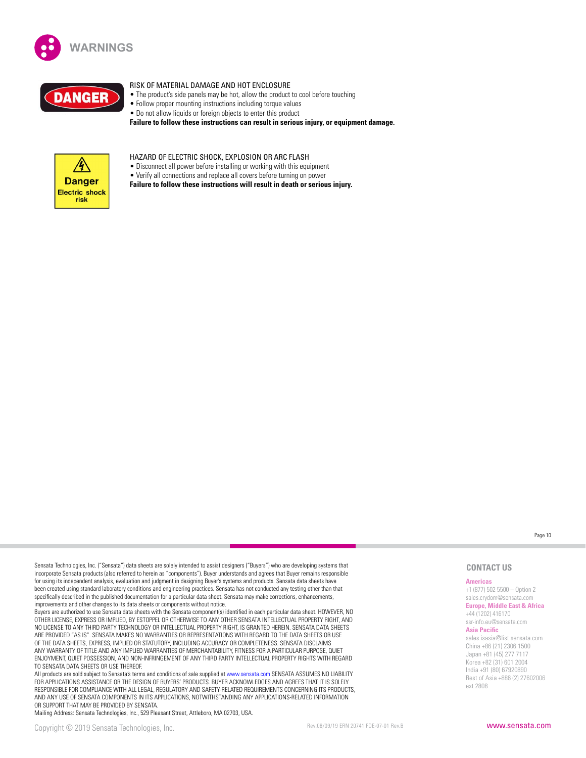# WARNINGS

DANGER

RISK OF MATERIAL DAMAGE AND HOT ENCLOSURE

- The product's side panels may be hot, allow the product to cool before touching
- Follow proper mounting instructions including torque values
- Do not allow liquids or foreign objects to enter this product

**Failure to follow these instructions can result in serious injury, or equipment damage.**

Danger
Electric shock risk

HAZARD OF ELECTRIC SHOCK, EXPLOSION OR ARC FLASH

- Disconnect all power before installing or working with this equipment
- Verify all connections and replace all covers before turning on power

**Failure to follow these instructions will result in death or serious injury.**

Sensata Technologies, Inc. ("Sensata") data sheets are solely intended to assist designers ("Buyers") who are developing systems that incorporate Sensata products (also referred to herein as "components"). Buyer understands and agrees that Buyer remains responsible for using its independent analysis, evaluation and judgment in designing Buyer's systems and products. Sensata data sheets have been created using standard laboratory conditions and engineering practices. Sensata has not conducted any testing other than that specifically described in the published documentation for a particular data sheet. Sensata may make corrections, enhancements, improvements and other changes to its data sheets or components without notice.

Buyers are authorized to use Sensata data sheets with the Sensata component(s) identified in each particular data sheet. HOWEVER, NO OTHER LICENSE, EXPRESS OR IMPLIED, BY ESTOPPEL OR OTHERWISE TO ANY OTHER SENSATA INTELLECTUAL PROPERTY RIGHT, AND NO LICENSE TO ANY THIRD PARTY TECHNOLOGY OR INTELLECTUAL PROPERTY RIGHT, IS GRANTED HEREIN. SENSATA DATA SHEETS ARE PROVIDED "AS IS". SENSATA MAKES NO WARRANTIES OR REPRESENTATIONS WITH REGARD TO THE DATA SHEETS OR USE OF THE DATA SHEETS, EXPRESS, IMPLIED OR STATUTORY, INCLUDING ACCURACY OR COMPLETENESS. SENSATA DISCLAIMS ANY WARRANTY OF TITLE AND ANY IMPLIED WARRANTIES OF MERCHANTABILITY, FITNESS FOR A PARTICULAR PURPOSE, QUIET ENJOYMENT, QUIET POSSESSION, AND NON-INFRINGEMENT OF ANY THIRD PARTY INTELLECTUAL PROPERTY RIGHTS WITH REGARD TO SENSATA DATA SHEETS OR USE THEREOF.

All products are sold subject to Sensata's terms and conditions of sale supplied at www.sensata.com SENSATA ASSUMES NO LIABILITY FOR APPLICATIONS ASSISTANCE OR THE DESIGN OF BUYERS' PRODUCTS. BUYER ACKNOWLEDGES AND AGREES THAT IT IS SOLELY RESPONSIBLE FOR COMPLIANCE WITH ALL LEGAL, REGULATORY AND SAFETY-RELATED REQUIREMENTS CONCERNING ITS PRODUCTS, AND ANY USE OF SENSATA COMPONENTS IN ITS APPLICATIONS, NOTWITHSTANDING ANY APPLICATIONS-RELATED INFORMATION OR SUPPORT THAT MAY BE PROVIDED BY SENSATA.

Mailing Address: Sensata Technologies, Inc., 529 Pleasant Street, Attleboro, MA 02703, USA.

## CONTACT US

**Americas**
+1 (877) 502 5500 – Option 2
sales.crydom@sensata.com

**Europe, Middle East & Africa**
+44 (1202) 416170
ssr-info.eu@sensata.com

**Asia Pacific**
sales.isasia@list.sensata.com
China +86 (21) 2306 1500
Japan +81 (45) 277 7117
Korea +82 (31) 601 2004
India +91 (80) 67920890
Rest of Asia +886 (2) 27602006 ext 2808

Copyright © 2019 Sensata Technologies, Inc.

Rev:08/09/19 ERN 20741 FDE-07-01 Rev.B

www.sensata.com